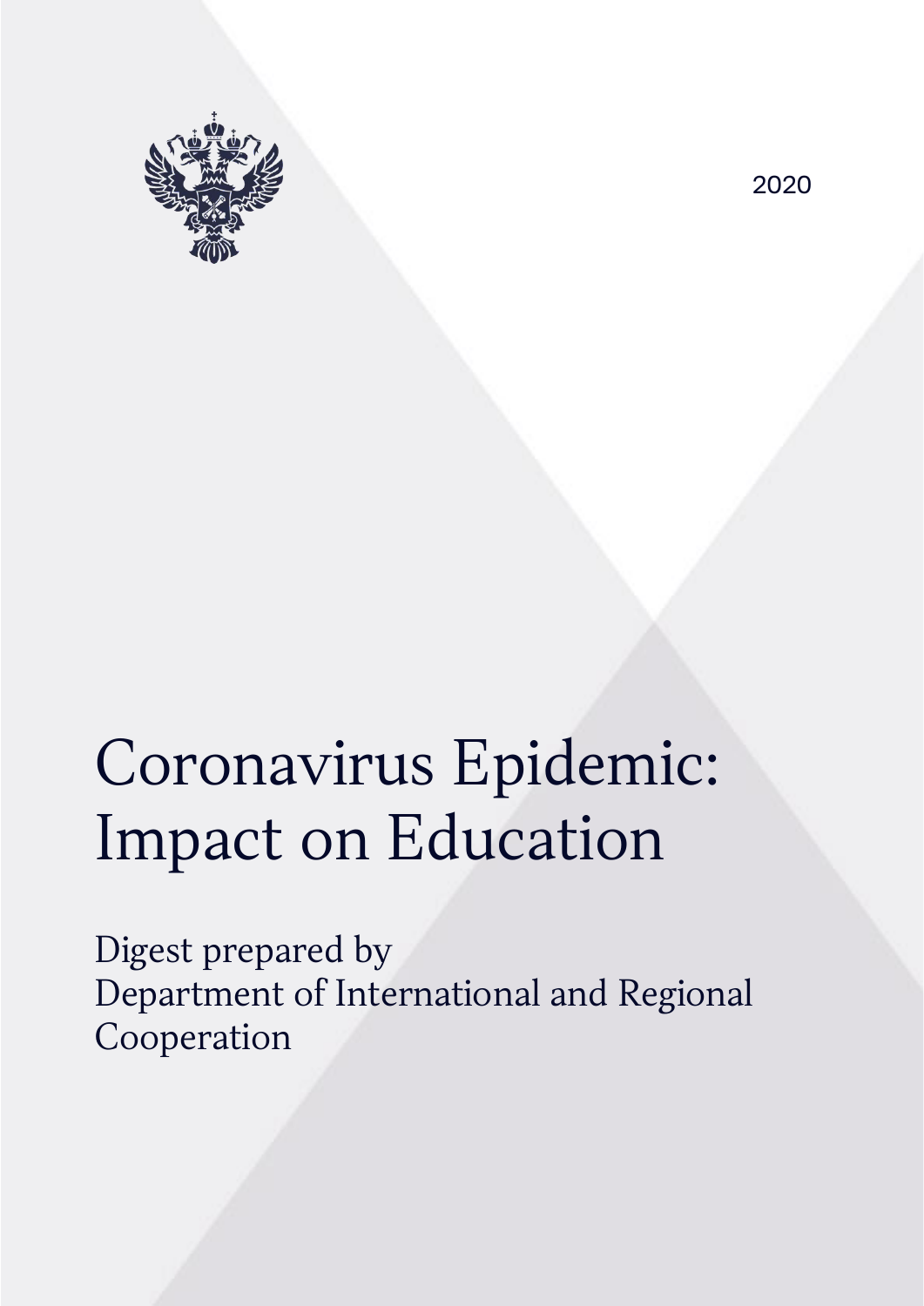2020

# Coronavirus Epidemic: Impact on Education

Digest prepared by Department of International and Regional Cooperation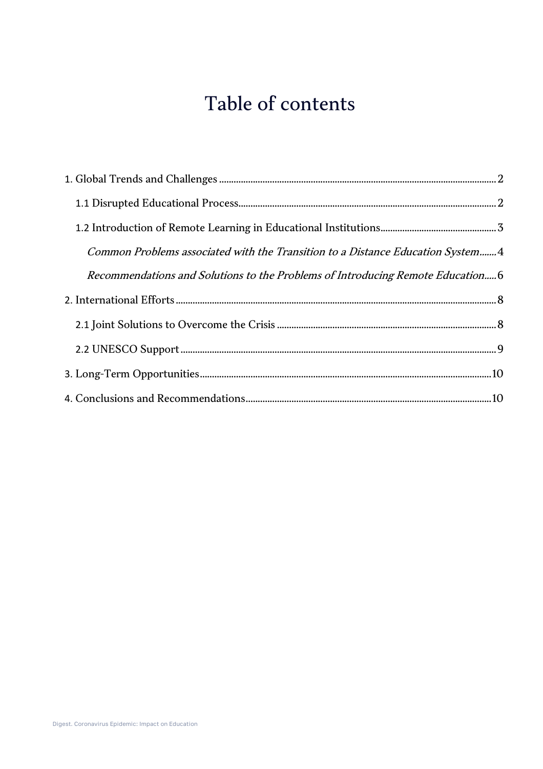# Table of contents

1. Global Trends and Challenges ..... 2
   - 1.1 Disrupted Educational Process ..... 2
   - 1.2 Introduction of Remote Learning in Educational Institutions ..... 3
     - *Common Problems associated with the Transition to a Distance Education System* ..... 4
     - *Recommendations and Solutions to the Problems of Introducing Remote Education* ..... 6
2. International Efforts ..... 8
   - 2.1 Joint Solutions to Overcome the Crisis ..... 8
   - 2.2 UNESCO Support ..... 9
3. Long-Term Opportunities ..... 10
4. Conclusions and Recommendations ..... 10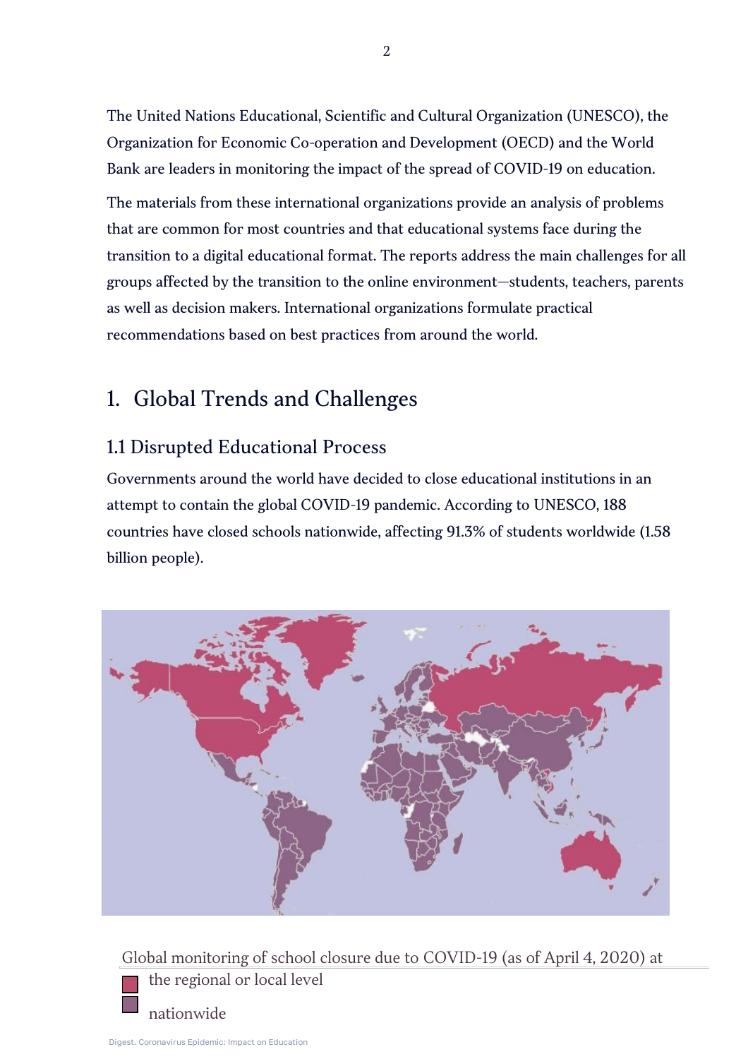The United Nations Educational, Scientific and Cultural Organization (UNESCO), the Organization for Economic Co-operation and Development (OECD) and the World Bank are leaders in monitoring the impact of the spread of COVID-19 on education.

The materials from these international organizations provide an analysis of problems that are common for most countries and that educational systems face during the transition to a digital educational format. The reports address the main challenges for all groups affected by the transition to the online environment—students, teachers, parents as well as decision makers. International organizations formulate practical recommendations based on best practices from around the world.

# 1. Global Trends and Challenges

## 1.1 Disrupted Educational Process

Governments around the world have decided to close educational institutions in an attempt to contain the global COVID-19 pandemic. According to UNESCO, 188 countries have closed schools nationwide, affecting 91.3% of students worldwide (1.58 billion people).

Global monitoring of school closure due to COVID-19 (as of April 4, 2020) at

- the regional or local level
- nationwide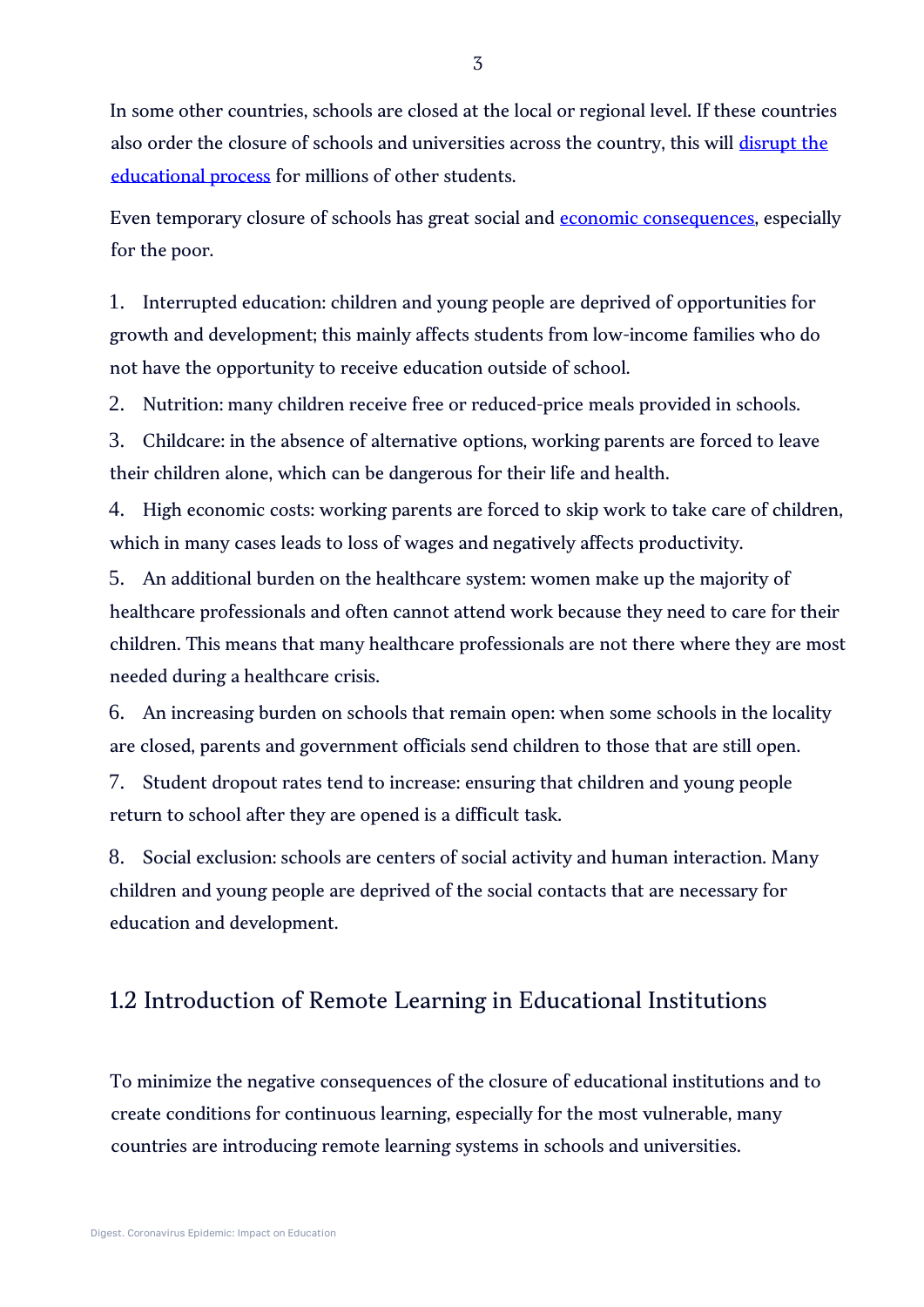In some other countries, schools are closed at the local or regional level. If these countries also order the closure of schools and universities across the country, this will disrupt the educational process for millions of other students.

Even temporary closure of schools has great social and economic consequences, especially for the poor.

1. Interrupted education: children and young people are deprived of opportunities for growth and development; this mainly affects students from low-income families who do not have the opportunity to receive education outside of school.
2. Nutrition: many children receive free or reduced-price meals provided in schools.
3. Childcare: in the absence of alternative options, working parents are forced to leave their children alone, which can be dangerous for their life and health.
4. High economic costs: working parents are forced to skip work to take care of children, which in many cases leads to loss of wages and negatively affects productivity.
5. An additional burden on the healthcare system: women make up the majority of healthcare professionals and often cannot attend work because they need to care for their children. This means that many healthcare professionals are not there where they are most needed during a healthcare crisis.
6. An increasing burden on schools that remain open: when some schools in the locality are closed, parents and government officials send children to those that are still open.
7. Student dropout rates tend to increase: ensuring that children and young people return to school after they are opened is a difficult task.
8. Social exclusion: schools are centers of social activity and human interaction. Many children and young people are deprived of the social contacts that are necessary for education and development.

## 1.2 Introduction of Remote Learning in Educational Institutions

To minimize the negative consequences of the closure of educational institutions and to create conditions for continuous learning, especially for the most vulnerable, many countries are introducing remote learning systems in schools and universities.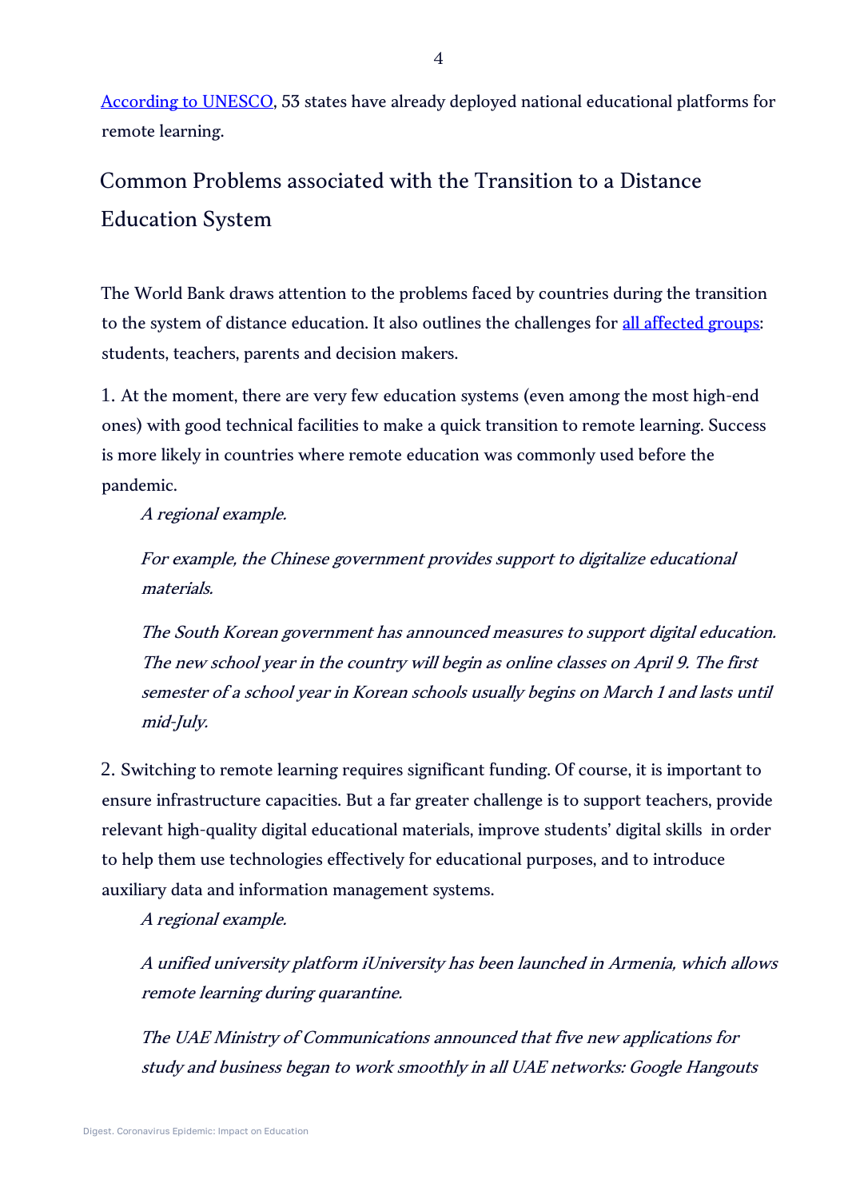[According to UNESCO](), 53 states have already deployed national educational platforms for remote learning.

## Common Problems associated with the Transition to a Distance Education System

The World Bank draws attention to the problems faced by countries during the transition to the system of distance education. It also outlines the challenges for [all affected groups](): students, teachers, parents and decision makers.

1. At the moment, there are very few education systems (even among the most high-end ones) with good technical facilities to make a quick transition to remote learning. Success is more likely in countries where remote education was commonly used before the pandemic.

> *A regional example.*
>
> *For example, the Chinese government provides support to digitalize educational materials.*
>
> *The South Korean government has announced measures to support digital education. The new school year in the country will begin as online classes on April 9. The first semester of a school year in Korean schools usually begins on March 1 and lasts until mid-July.*

2. Switching to remote learning requires significant funding. Of course, it is important to ensure infrastructure capacities. But a far greater challenge is to support teachers, provide relevant high-quality digital educational materials, improve students' digital skills in order to help them use technologies effectively for educational purposes, and to introduce auxiliary data and information management systems.

> *A regional example.*
>
> *A unified university platform iUniversity has been launched in Armenia, which allows remote learning during quarantine.*
>
> *The UAE Ministry of Communications announced that five new applications for study and business began to work smoothly in all UAE networks: Google Hangouts*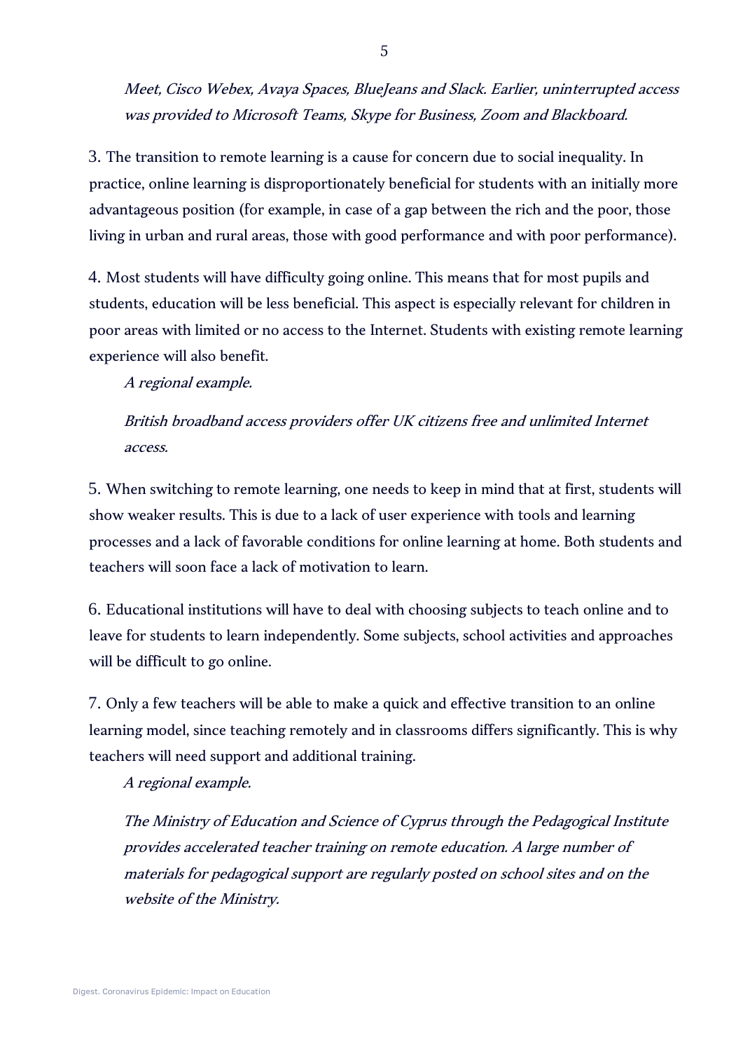*Meet, Cisco Webex, Avaya Spaces, BlueJeans and Slack. Earlier, uninterrupted access was provided to Microsoft Teams, Skype for Business, Zoom and Blackboard.*

3. The transition to remote learning is a cause for concern due to social inequality. In practice, online learning is disproportionately beneficial for students with an initially more advantageous position (for example, in case of a gap between the rich and the poor, those living in urban and rural areas, those with good performance and with poor performance).

4. Most students will have difficulty going online. This means that for most pupils and students, education will be less beneficial. This aspect is especially relevant for children in poor areas with limited or no access to the Internet. Students with existing remote learning experience will also benefit.

*A regional example.*

*British broadband access providers offer UK citizens free and unlimited Internet access.*

5. When switching to remote learning, one needs to keep in mind that at first, students will show weaker results. This is due to a lack of user experience with tools and learning processes and a lack of favorable conditions for online learning at home. Both students and teachers will soon face a lack of motivation to learn.

6. Educational institutions will have to deal with choosing subjects to teach online and to leave for students to learn independently. Some subjects, school activities and approaches will be difficult to go online.

7. Only a few teachers will be able to make a quick and effective transition to an online learning model, since teaching remotely and in classrooms differs significantly. This is why teachers will need support and additional training.

*A regional example.*

*The Ministry of Education and Science of Cyprus through the Pedagogical Institute provides accelerated teacher training on remote education. A large number of materials for pedagogical support are regularly posted on school sites and on the website of the Ministry.*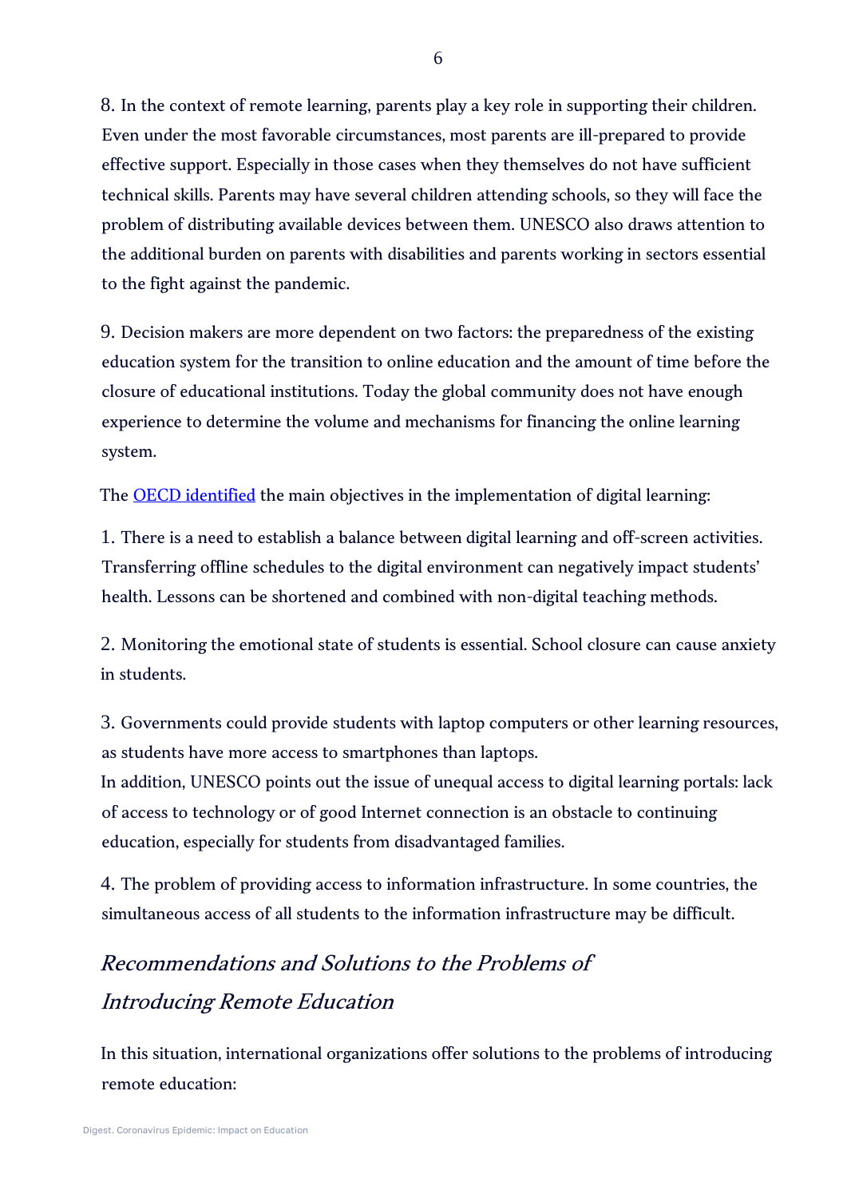8. In the context of remote learning, parents play a key role in supporting their children. Even under the most favorable circumstances, most parents are ill-prepared to provide effective support. Especially in those cases when they themselves do not have sufficient technical skills. Parents may have several children attending schools, so they will face the problem of distributing available devices between them. UNESCO also draws attention to the additional burden on parents with disabilities and parents working in sectors essential to the fight against the pandemic.

9. Decision makers are more dependent on two factors: the preparedness of the existing education system for the transition to online education and the amount of time before the closure of educational institutions. Today the global community does not have enough experience to determine the volume and mechanisms for financing the online learning system.

The OECD identified the main objectives in the implementation of digital learning:

1. There is a need to establish a balance between digital learning and off-screen activities. Transferring offline schedules to the digital environment can negatively impact students' health. Lessons can be shortened and combined with non-digital teaching methods.

2. Monitoring the emotional state of students is essential. School closure can cause anxiety in students.

3. Governments could provide students with laptop computers or other learning resources, as students have more access to smartphones than laptops.
In addition, UNESCO points out the issue of unequal access to digital learning portals: lack of access to technology or of good Internet connection is an obstacle to continuing education, especially for students from disadvantaged families.

4. The problem of providing access to information infrastructure. In some countries, the simultaneous access of all students to the information infrastructure may be difficult.

## *Recommendations and Solutions to the Problems of Introducing Remote Education*

In this situation, international organizations offer solutions to the problems of introducing remote education: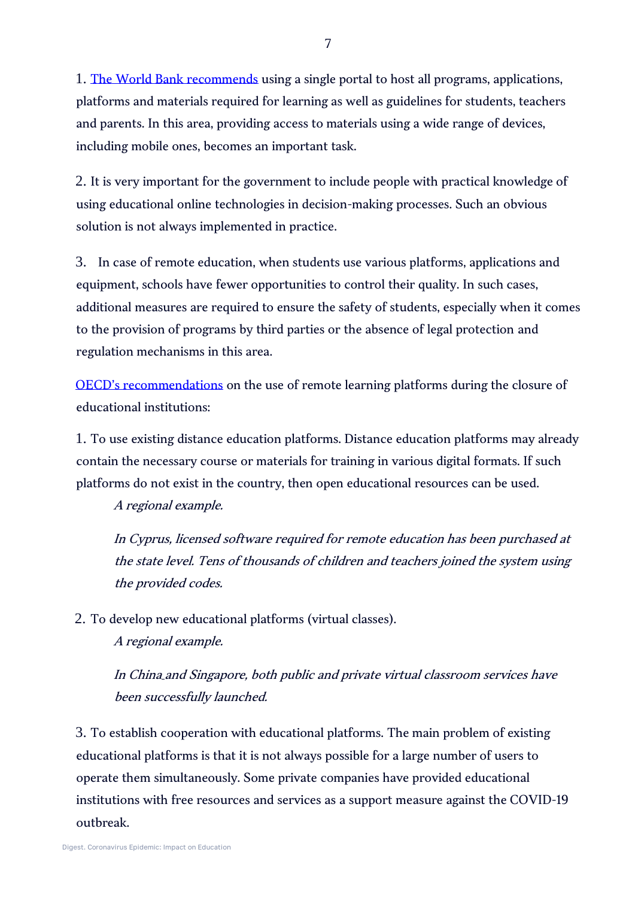1. The World Bank recommends using a single portal to host all programs, applications, platforms and materials required for learning as well as guidelines for students, teachers and parents. In this area, providing access to materials using a wide range of devices, including mobile ones, becomes an important task.

2. It is very important for the government to include people with practical knowledge of using educational online technologies in decision-making processes. Such an obvious solution is not always implemented in practice.

3. In case of remote education, when students use various platforms, applications and equipment, schools have fewer opportunities to control their quality. In such cases, additional measures are required to ensure the safety of students, especially when it comes to the provision of programs by third parties or the absence of legal protection and regulation mechanisms in this area.

OECD's recommendations on the use of remote learning platforms during the closure of educational institutions:

1. To use existing distance education platforms. Distance education platforms may already contain the necessary course or materials for training in various digital formats. If such platforms do not exist in the country, then open educational resources can be used.

   *A regional example.*

   *In Cyprus, licensed software required for remote education has been purchased at the state level. Tens of thousands of children and teachers joined the system using the provided codes.*

2. To develop new educational platforms (virtual classes).

   *A regional example.*

   *In China and Singapore, both public and private virtual classroom services have been successfully launched.*

3. To establish cooperation with educational platforms. The main problem of existing educational platforms is that it is not always possible for a large number of users to operate them simultaneously. Some private companies have provided educational institutions with free resources and services as a support measure against the COVID-19 outbreak.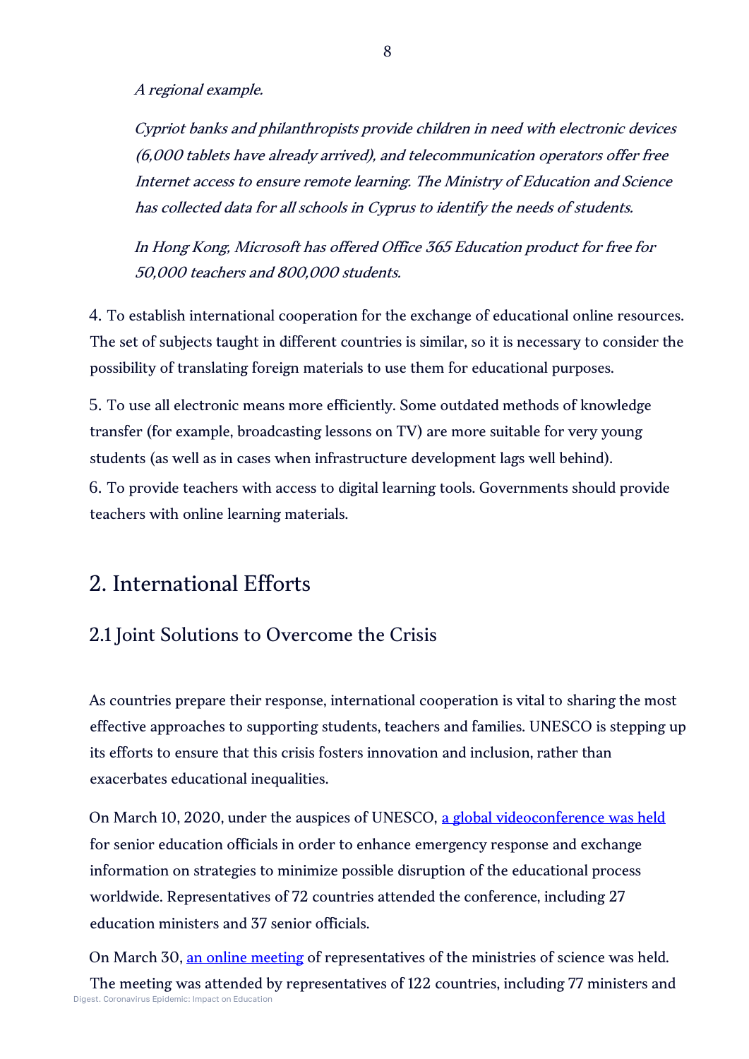*A regional example.*

*Cypriot banks and philanthropists provide children in need with electronic devices (6,000 tablets have already arrived), and telecommunication operators offer free Internet access to ensure remote learning. The Ministry of Education and Science has collected data for all schools in Cyprus to identify the needs of students.*

*In Hong Kong, Microsoft has offered Office 365 Education product for free for 50,000 teachers and 800,000 students.*

4. To establish international cooperation for the exchange of educational online resources. The set of subjects taught in different countries is similar, so it is necessary to consider the possibility of translating foreign materials to use them for educational purposes.

5. To use all electronic means more efficiently. Some outdated methods of knowledge transfer (for example, broadcasting lessons on TV) are more suitable for very young students (as well as in cases when infrastructure development lags well behind).

6. To provide teachers with access to digital learning tools. Governments should provide teachers with online learning materials.

## 2. International Efforts

### 2.1 Joint Solutions to Overcome the Crisis

As countries prepare their response, international cooperation is vital to sharing the most effective approaches to supporting students, teachers and families. UNESCO is stepping up its efforts to ensure that this crisis fosters innovation and inclusion, rather than exacerbates educational inequalities.

On March 10, 2020, under the auspices of UNESCO, a global videoconference was held for senior education officials in order to enhance emergency response and exchange information on strategies to minimize possible disruption of the educational process worldwide. Representatives of 72 countries attended the conference, including 27 education ministers and 37 senior officials.

On March 30, an online meeting of representatives of the ministries of science was held. The meeting was attended by representatives of 122 countries, including 77 ministers and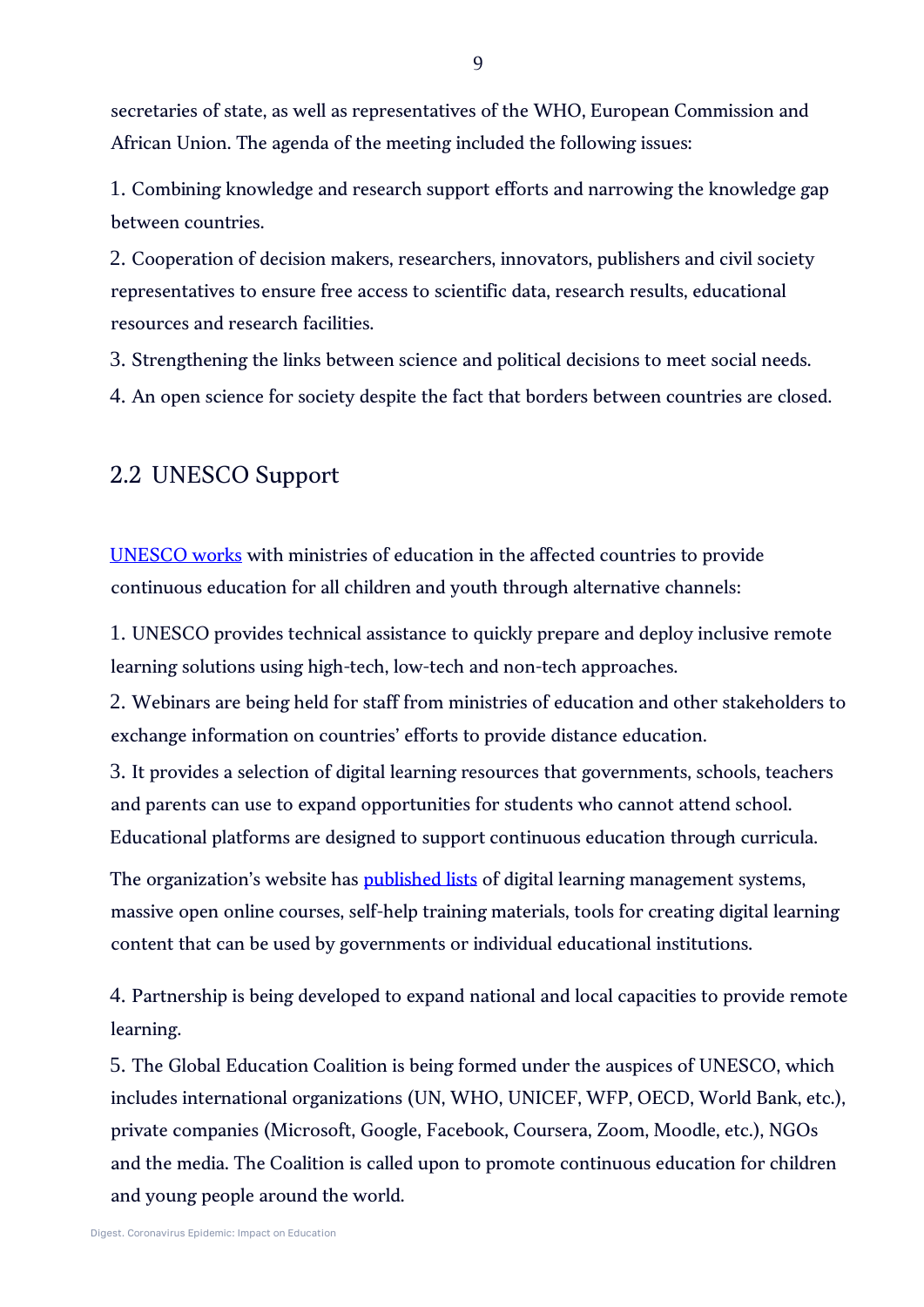secretaries of state, as well as representatives of the WHO, European Commission and African Union. The agenda of the meeting included the following issues:

1. Combining knowledge and research support efforts and narrowing the knowledge gap between countries.
2. Cooperation of decision makers, researchers, innovators, publishers and civil society representatives to ensure free access to scientific data, research results, educational resources and research facilities.
3. Strengthening the links between science and political decisions to meet social needs.
4. An open science for society despite the fact that borders between countries are closed.

## 2.2 UNESCO Support

UNESCO works with ministries of education in the affected countries to provide continuous education for all children and youth through alternative channels:

1. UNESCO provides technical assistance to quickly prepare and deploy inclusive remote learning solutions using high-tech, low-tech and non-tech approaches.
2. Webinars are being held for staff from ministries of education and other stakeholders to exchange information on countries' efforts to provide distance education.
3. It provides a selection of digital learning resources that governments, schools, teachers and parents can use to expand opportunities for students who cannot attend school. Educational platforms are designed to support continuous education through curricula.

The organization's website has published lists of digital learning management systems, massive open online courses, self-help training materials, tools for creating digital learning content that can be used by governments or individual educational institutions.

4. Partnership is being developed to expand national and local capacities to provide remote learning.
5. The Global Education Coalition is being formed under the auspices of UNESCO, which includes international organizations (UN, WHO, UNICEF, WFP, OECD, World Bank, etc.), private companies (Microsoft, Google, Facebook, Coursera, Zoom, Moodle, etc.), NGOs and the media. The Coalition is called upon to promote continuous education for children and young people around the world.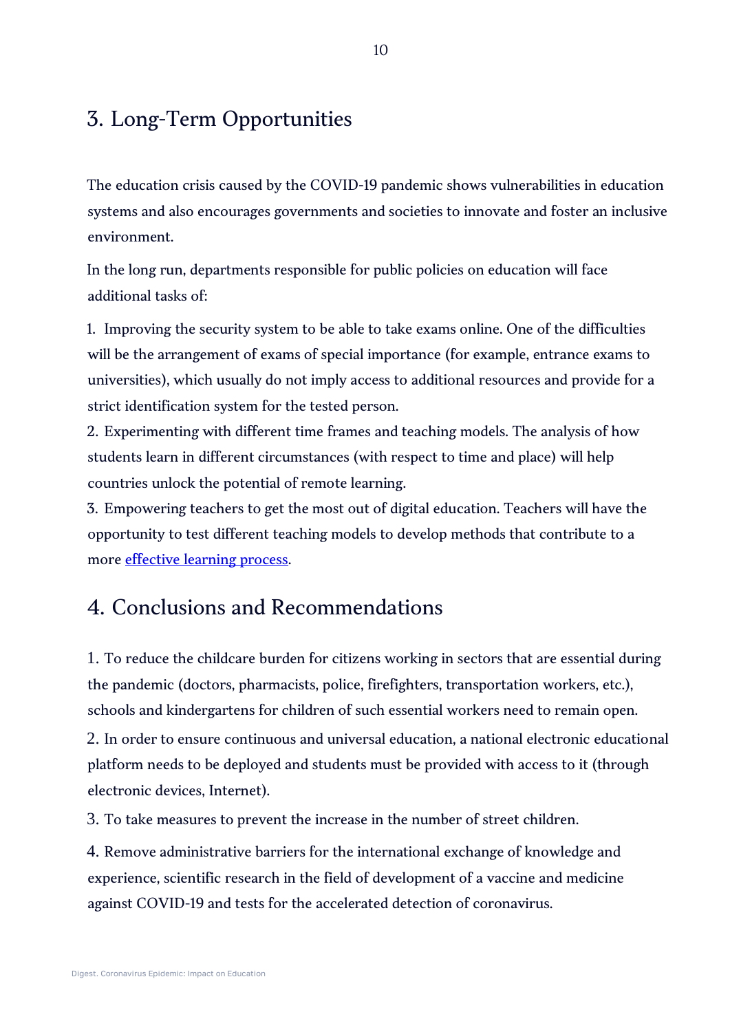## 3. Long-Term Opportunities

The education crisis caused by the COVID-19 pandemic shows vulnerabilities in education systems and also encourages governments and societies to innovate and foster an inclusive environment.

In the long run, departments responsible for public policies on education will face additional tasks of:

1. Improving the security system to be able to take exams online. One of the difficulties will be the arrangement of exams of special importance (for example, entrance exams to universities), which usually do not imply access to additional resources and provide for a strict identification system for the tested person.
2. Experimenting with different time frames and teaching models. The analysis of how students learn in different circumstances (with respect to time and place) will help countries unlock the potential of remote learning.
3. Empowering teachers to get the most out of digital education. Teachers will have the opportunity to test different teaching models to develop methods that contribute to a more effective learning process.

## 4. Conclusions and Recommendations

1. To reduce the childcare burden for citizens working in sectors that are essential during the pandemic (doctors, pharmacists, police, firefighters, transportation workers, etc.), schools and kindergartens for children of such essential workers need to remain open.
2. In order to ensure continuous and universal education, a national electronic educational platform needs to be deployed and students must be provided with access to it (through electronic devices, Internet).
3. To take measures to prevent the increase in the number of street children.
4. Remove administrative barriers for the international exchange of knowledge and experience, scientific research in the field of development of a vaccine and medicine against COVID-19 and tests for the accelerated detection of coronavirus.